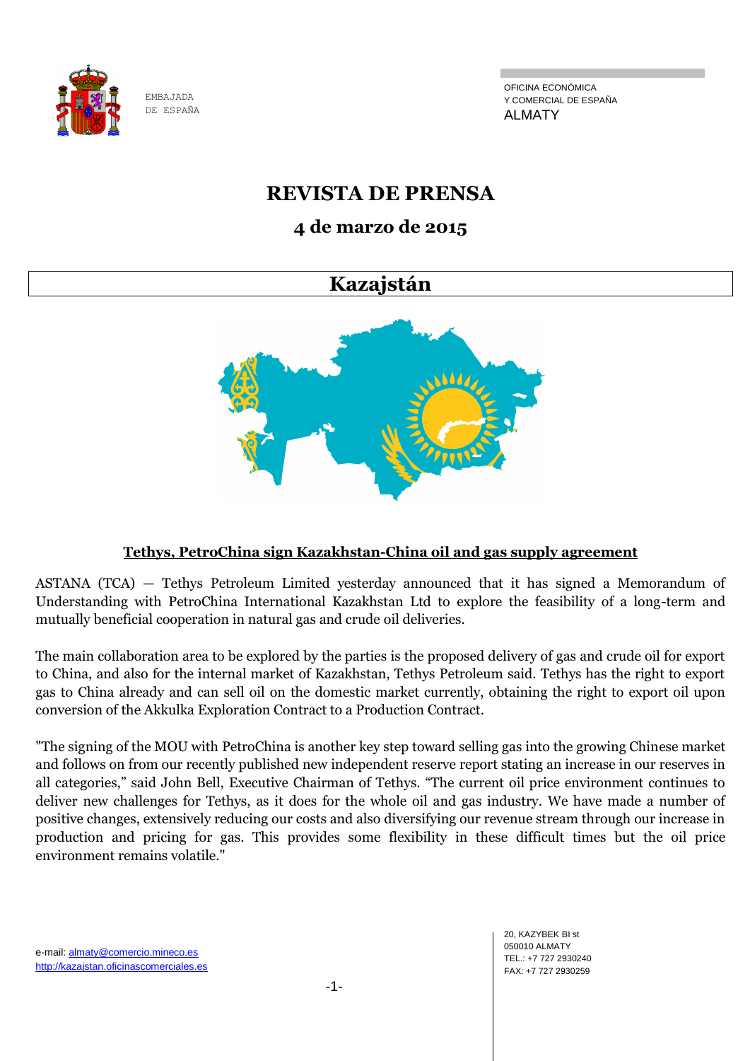EMBAJADA
DE ESPAÑA

OFICINA ECONÓMICA
Y COMERCIAL DE ESPAÑA
ALMATY

# REVISTA DE PRENSA

## 4 de marzo de 2015

## Kazajstán

**Tethys, PetroChina sign Kazakhstan-China oil and gas supply agreement**

ASTANA (TCA) — Tethys Petroleum Limited yesterday announced that it has signed a Memorandum of Understanding with PetroChina International Kazakhstan Ltd to explore the feasibility of a long-term and mutually beneficial cooperation in natural gas and crude oil deliveries.

The main collaboration area to be explored by the parties is the proposed delivery of gas and crude oil for export to China, and also for the internal market of Kazakhstan, Tethys Petroleum said. Tethys has the right to export gas to China already and can sell oil on the domestic market currently, obtaining the right to export oil upon conversion of the Akkulka Exploration Contract to a Production Contract.

"The signing of the MOU with PetroChina is another key step toward selling gas into the growing Chinese market and follows on from our recently published new independent reserve report stating an increase in our reserves in all categories," said John Bell, Executive Chairman of Tethys. "The current oil price environment continues to deliver new challenges for Tethys, as it does for the whole oil and gas industry. We have made a number of positive changes, extensively reducing our costs and also diversifying our revenue stream through our increase in production and pricing for gas. This provides some flexibility in these difficult times but the oil price environment remains volatile."

e-mail: almaty@comercio.mineco.es
http://kazajstan.oficinascomerciales.es

20, KAZYBEK BI st
050010 ALMATY
TEL.: +7 727 2930240
FAX: +7 727 2930259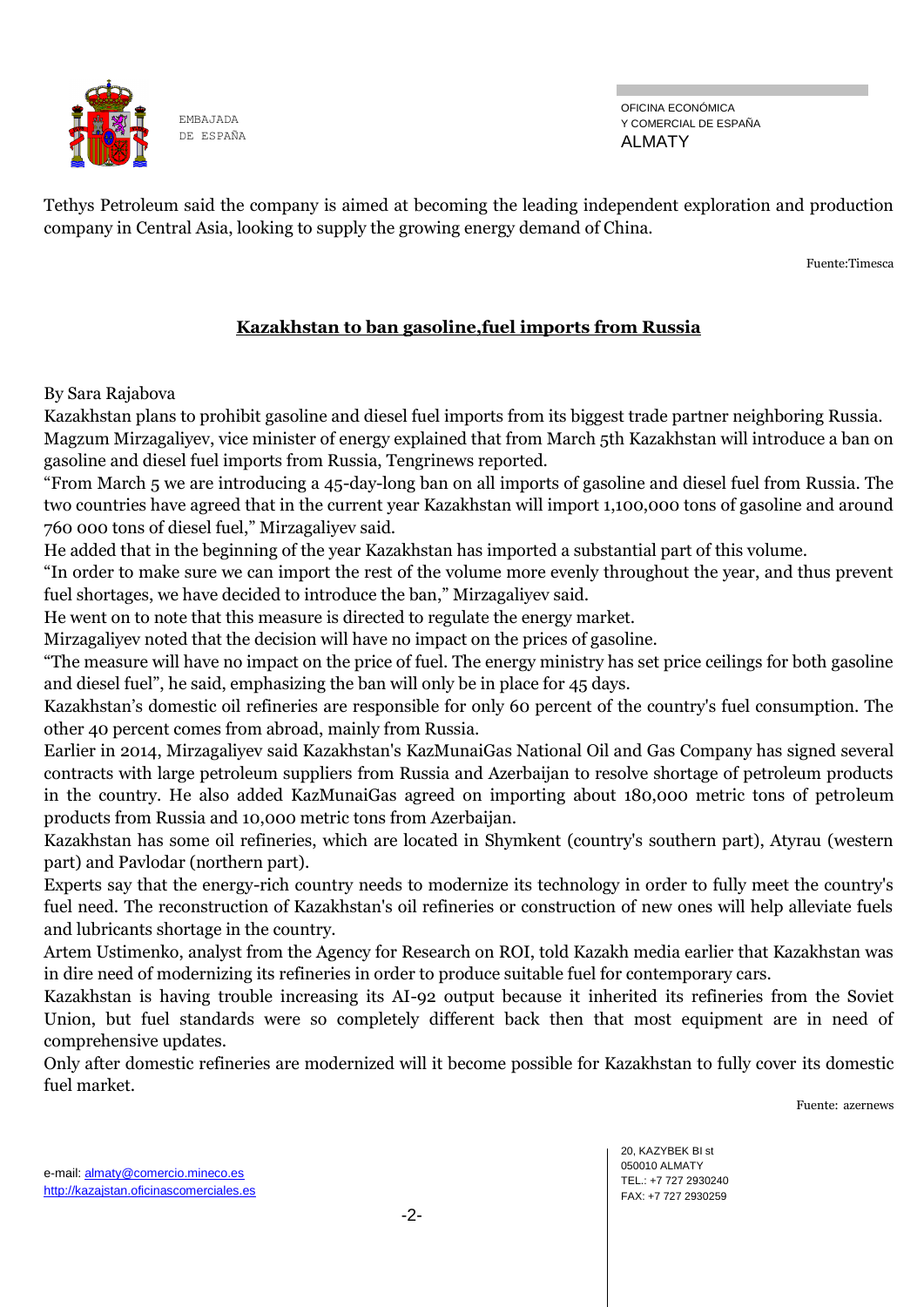Tethys Petroleum said the company is aimed at becoming the leading independent exploration and production company in Central Asia, looking to supply the growing energy demand of China.

Fuente:Timesca

## Kazakhstan to ban gasoline,fuel imports from Russia

By Sara Rajabova

Kazakhstan plans to prohibit gasoline and diesel fuel imports from its biggest trade partner neighboring Russia.

Magzum Mirzagaliyev, vice minister of energy explained that from March 5th Kazakhstan will introduce a ban on gasoline and diesel fuel imports from Russia, Tengrinews reported.

"From March 5 we are introducing a 45-day-long ban on all imports of gasoline and diesel fuel from Russia. The two countries have agreed that in the current year Kazakhstan will import 1,100,000 tons of gasoline and around 760 000 tons of diesel fuel," Mirzagaliyev said.

He added that in the beginning of the year Kazakhstan has imported a substantial part of this volume.

"In order to make sure we can import the rest of the volume more evenly throughout the year, and thus prevent fuel shortages, we have decided to introduce the ban," Mirzagaliyev said.

He went on to note that this measure is directed to regulate the energy market.

Mirzagaliyev noted that the decision will have no impact on the prices of gasoline.

"The measure will have no impact on the price of fuel. The energy ministry has set price ceilings for both gasoline and diesel fuel", he said, emphasizing the ban will only be in place for 45 days.

Kazakhstan's domestic oil refineries are responsible for only 60 percent of the country's fuel consumption. The other 40 percent comes from abroad, mainly from Russia.

Earlier in 2014, Mirzagaliyev said Kazakhstan's KazMunaiGas National Oil and Gas Company has signed several contracts with large petroleum suppliers from Russia and Azerbaijan to resolve shortage of petroleum products in the country. He also added KazMunaiGas agreed on importing about 180,000 metric tons of petroleum products from Russia and 10,000 metric tons from Azerbaijan.

Kazakhstan has some oil refineries, which are located in Shymkent (country's southern part), Atyrau (western part) and Pavlodar (northern part).

Experts say that the energy-rich country needs to modernize its technology in order to fully meet the country's fuel need. The reconstruction of Kazakhstan's oil refineries or construction of new ones will help alleviate fuels and lubricants shortage in the country.

Artem Ustimenko, analyst from the Agency for Research on ROI, told Kazakh media earlier that Kazakhstan was in dire need of modernizing its refineries in order to produce suitable fuel for contemporary cars.

Kazakhstan is having trouble increasing its AI-92 output because it inherited its refineries from the Soviet Union, but fuel standards were so completely different back then that most equipment are in need of comprehensive updates.

Only after domestic refineries are modernized will it become possible for Kazakhstan to fully cover its domestic fuel market.

Fuente: azernews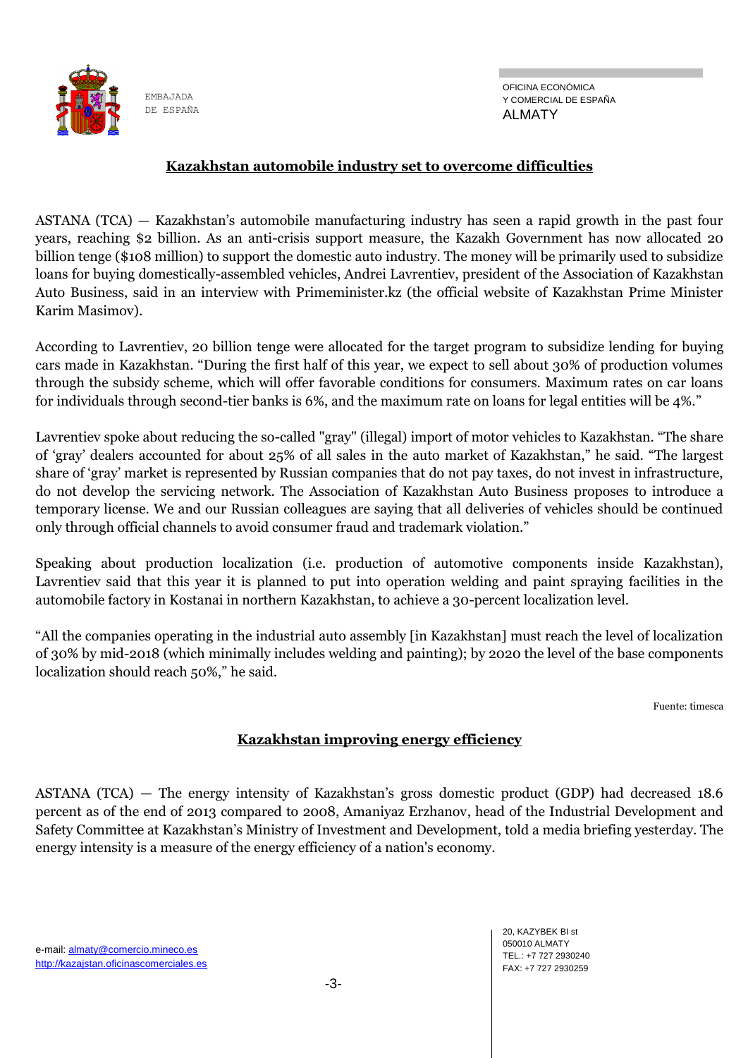## Kazakhstan automobile industry set to overcome difficulties

ASTANA (TCA) — Kazakhstan's automobile manufacturing industry has seen a rapid growth in the past four years, reaching $2 billion. As an anti-crisis support measure, the Kazakh Government has now allocated 20 billion tenge ($108 million) to support the domestic auto industry. The money will be primarily used to subsidize loans for buying domestically-assembled vehicles, Andrei Lavrentiev, president of the Association of Kazakhstan Auto Business, said in an interview with Primeminister.kz (the official website of Kazakhstan Prime Minister Karim Masimov).

According to Lavrentiev, 20 billion tenge were allocated for the target program to subsidize lending for buying cars made in Kazakhstan. "During the first half of this year, we expect to sell about 30% of production volumes through the subsidy scheme, which will offer favorable conditions for consumers. Maximum rates on car loans for individuals through second-tier banks is 6%, and the maximum rate on loans for legal entities will be 4%."

Lavrentiev spoke about reducing the so-called "gray" (illegal) import of motor vehicles to Kazakhstan. "The share of 'gray' dealers accounted for about 25% of all sales in the auto market of Kazakhstan," he said. "The largest share of 'gray' market is represented by Russian companies that do not pay taxes, do not invest in infrastructure, do not develop the servicing network. The Association of Kazakhstan Auto Business proposes to introduce a temporary license. We and our Russian colleagues are saying that all deliveries of vehicles should be continued only through official channels to avoid consumer fraud and trademark violation."

Speaking about production localization (i.e. production of automotive components inside Kazakhstan), Lavrentiev said that this year it is planned to put into operation welding and paint spraying facilities in the automobile factory in Kostanai in northern Kazakhstan, to achieve a 30-percent localization level.

"All the companies operating in the industrial auto assembly [in Kazakhstan] must reach the level of localization of 30% by mid-2018 (which minimally includes welding and painting); by 2020 the level of the base components localization should reach 50%," he said.

Fuente: timesca

## Kazakhstan improving energy efficiency

ASTANA (TCA) — The energy intensity of Kazakhstan's gross domestic product (GDP) had decreased 18.6 percent as of the end of 2013 compared to 2008, Amaniyaz Erzhanov, head of the Industrial Development and Safety Committee at Kazakhstan's Ministry of Investment and Development, told a media briefing yesterday. The energy intensity is a measure of the energy efficiency of a nation's economy.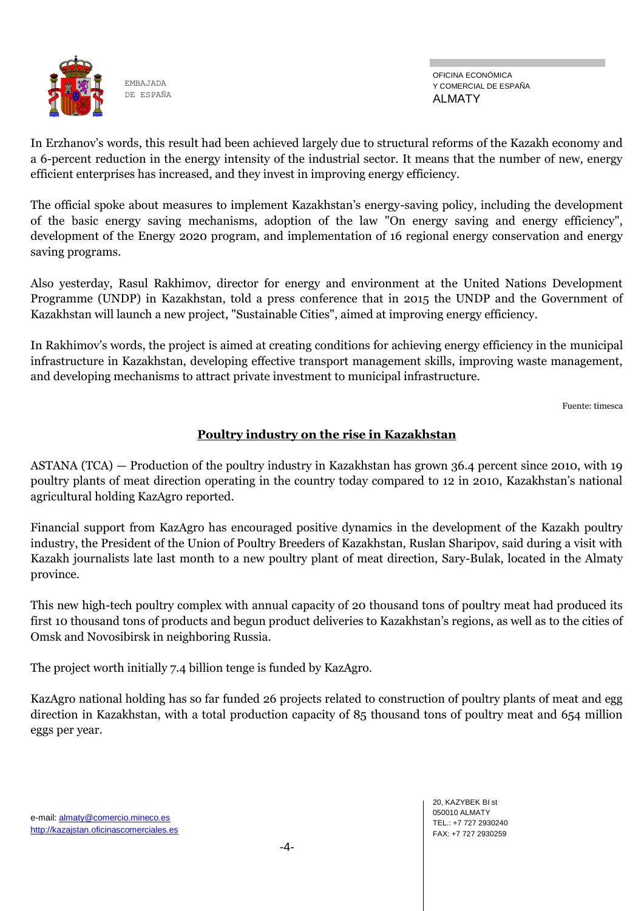In Erzhanov's words, this result had been achieved largely due to structural reforms of the Kazakh economy and a 6-percent reduction in the energy intensity of the industrial sector. It means that the number of new, energy efficient enterprises has increased, and they invest in improving energy efficiency.

The official spoke about measures to implement Kazakhstan's energy-saving policy, including the development of the basic energy saving mechanisms, adoption of the law "On energy saving and energy efficiency", development of the Energy 2020 program, and implementation of 16 regional energy conservation and energy saving programs.

Also yesterday, Rasul Rakhimov, director for energy and environment at the United Nations Development Programme (UNDP) in Kazakhstan, told a press conference that in 2015 the UNDP and the Government of Kazakhstan will launch a new project, "Sustainable Cities", aimed at improving energy efficiency.

In Rakhimov's words, the project is aimed at creating conditions for achieving energy efficiency in the municipal infrastructure in Kazakhstan, developing effective transport management skills, improving waste management, and developing mechanisms to attract private investment to municipal infrastructure.

Fuente: timesca

## Poultry industry on the rise in Kazakhstan

ASTANA (TCA) — Production of the poultry industry in Kazakhstan has grown 36.4 percent since 2010, with 19 poultry plants of meat direction operating in the country today compared to 12 in 2010, Kazakhstan's national agricultural holding KazAgro reported.

Financial support from KazAgro has encouraged positive dynamics in the development of the Kazakh poultry industry, the President of the Union of Poultry Breeders of Kazakhstan, Ruslan Sharipov, said during a visit with Kazakh journalists late last month to a new poultry plant of meat direction, Sary-Bulak, located in the Almaty province.

This new high-tech poultry complex with annual capacity of 20 thousand tons of poultry meat had produced its first 10 thousand tons of products and begun product deliveries to Kazakhstan's regions, as well as to the cities of Omsk and Novosibirsk in neighboring Russia.

The project worth initially 7.4 billion tenge is funded by KazAgro.

KazAgro national holding has so far funded 26 projects related to construction of poultry plants of meat and egg direction in Kazakhstan, with a total production capacity of 85 thousand tons of poultry meat and 654 million eggs per year.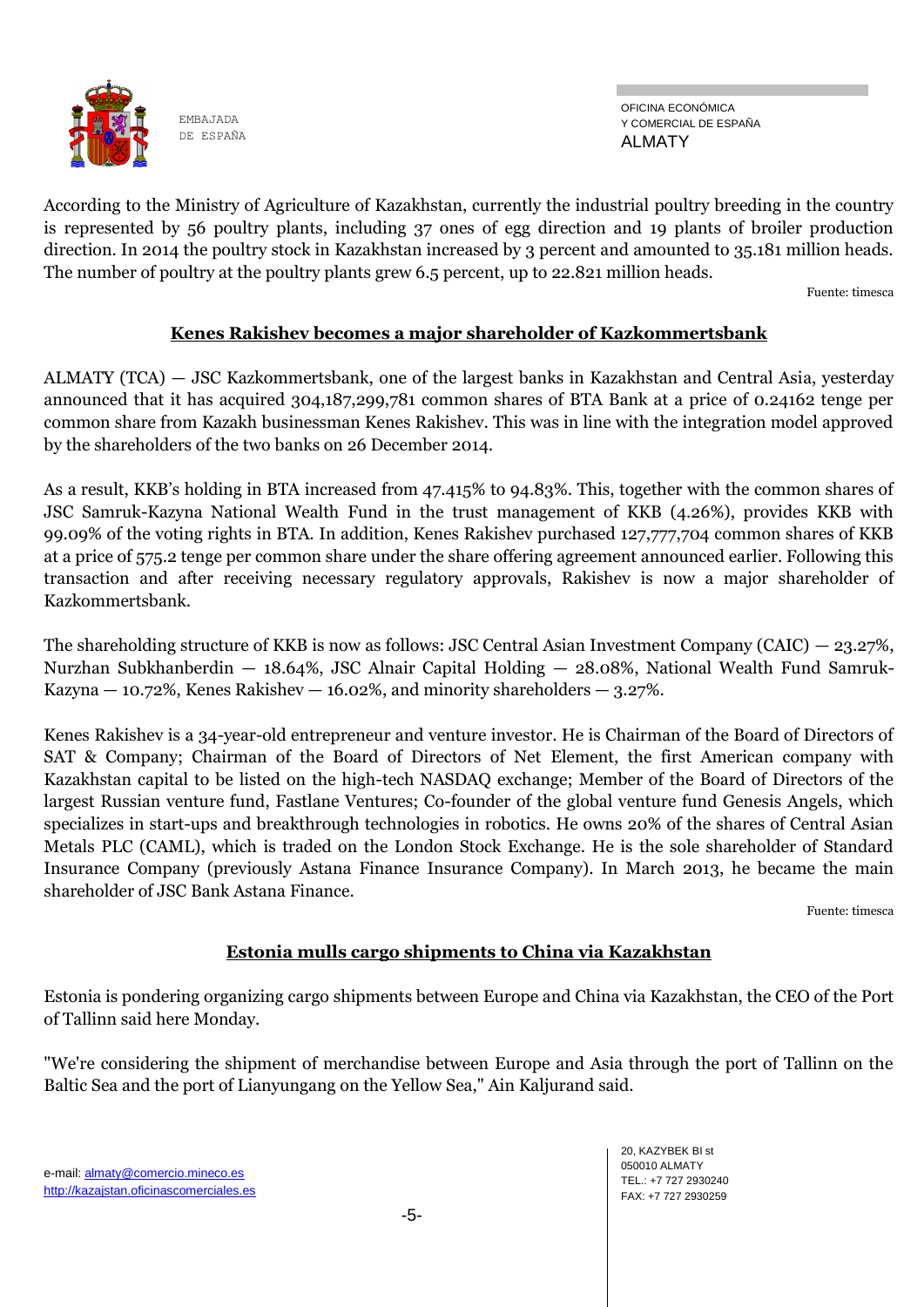According to the Ministry of Agriculture of Kazakhstan, currently the industrial poultry breeding in the country is represented by 56 poultry plants, including 37 ones of egg direction and 19 plants of broiler production direction. In 2014 the poultry stock in Kazakhstan increased by 3 percent and amounted to 35.181 million heads. The number of poultry at the poultry plants grew 6.5 percent, up to 22.821 million heads.

Fuente: timesca

## Kenes Rakishev becomes a major shareholder of Kazkommertsbank

ALMATY (TCA) — JSC Kazkommertsbank, one of the largest banks in Kazakhstan and Central Asia, yesterday announced that it has acquired 304,187,299,781 common shares of BTA Bank at a price of 0.24162 tenge per common share from Kazakh businessman Kenes Rakishev. This was in line with the integration model approved by the shareholders of the two banks on 26 December 2014.

As a result, KKB's holding in BTA increased from 47.415% to 94.83%. This, together with the common shares of JSC Samruk-Kazyna National Wealth Fund in the trust management of KKB (4.26%), provides KKB with 99.09% of the voting rights in BTA. In addition, Kenes Rakishev purchased 127,777,704 common shares of KKB at a price of 575.2 tenge per common share under the share offering agreement announced earlier. Following this transaction and after receiving necessary regulatory approvals, Rakishev is now a major shareholder of Kazkommertsbank.

The shareholding structure of KKB is now as follows: JSC Central Asian Investment Company (CAIC) — 23.27%, Nurzhan Subkhanberdin — 18.64%, JSC Alnair Capital Holding — 28.08%, National Wealth Fund Samruk-Kazyna — 10.72%, Kenes Rakishev — 16.02%, and minority shareholders — 3.27%.

Kenes Rakishev is a 34-year-old entrepreneur and venture investor. He is Chairman of the Board of Directors of SAT & Company; Chairman of the Board of Directors of Net Element, the first American company with Kazakhstan capital to be listed on the high-tech NASDAQ exchange; Member of the Board of Directors of the largest Russian venture fund, Fastlane Ventures; Co-founder of the global venture fund Genesis Angels, which specializes in start-ups and breakthrough technologies in robotics. He owns 20% of the shares of Central Asian Metals PLC (CAML), which is traded on the London Stock Exchange. He is the sole shareholder of Standard Insurance Company (previously Astana Finance Insurance Company). In March 2013, he became the main shareholder of JSC Bank Astana Finance.

Fuente: timesca

## Estonia mulls cargo shipments to China via Kazakhstan

Estonia is pondering organizing cargo shipments between Europe and China via Kazakhstan, the CEO of the Port of Tallinn said here Monday.

"We're considering the shipment of merchandise between Europe and Asia through the port of Tallinn on the Baltic Sea and the port of Lianyungang on the Yellow Sea," Ain Kaljurand said.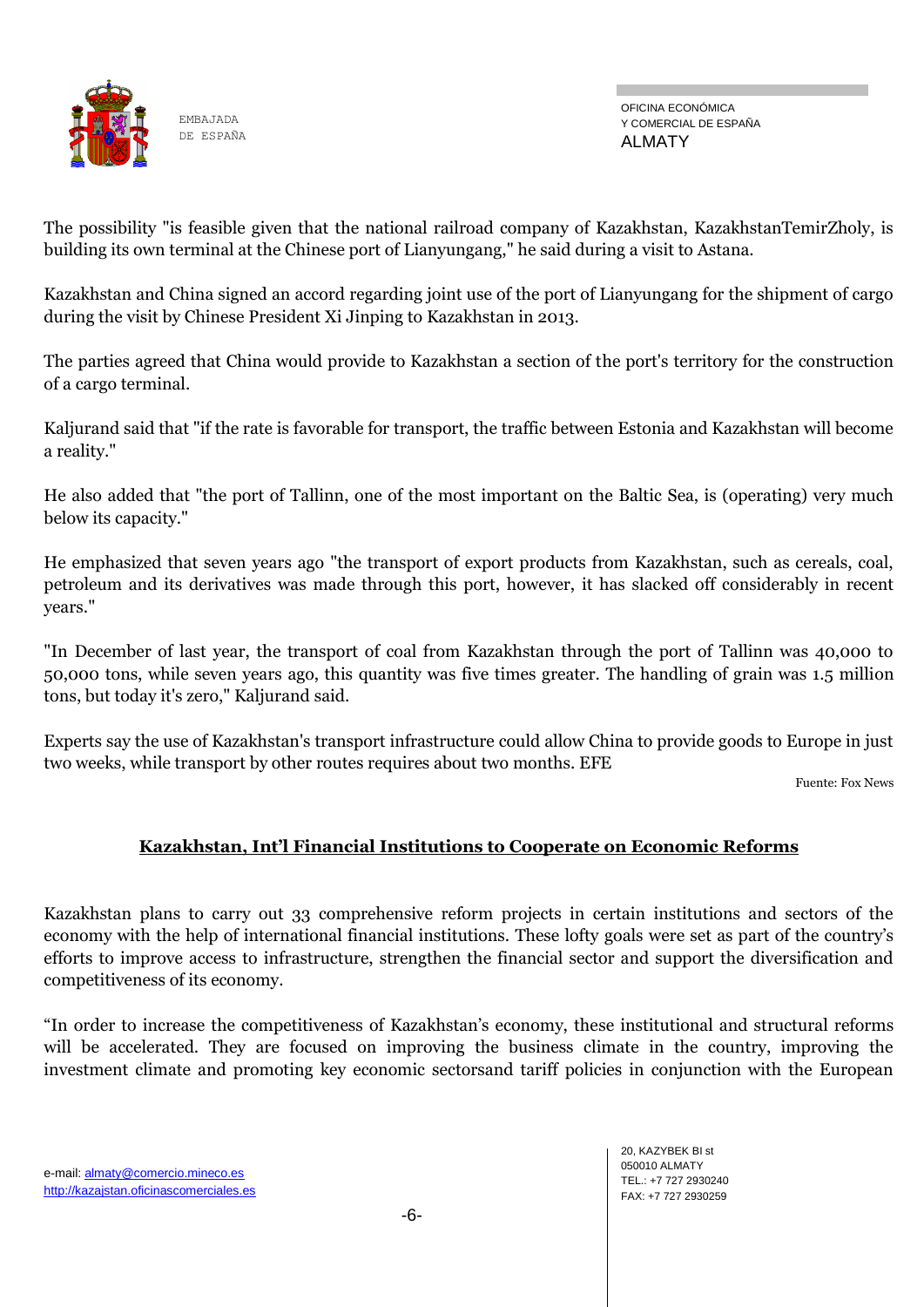The possibility "is feasible given that the national railroad company of Kazakhstan, KazakhstanTemirZholy, is building its own terminal at the Chinese port of Lianyungang," he said during a visit to Astana.

Kazakhstan and China signed an accord regarding joint use of the port of Lianyungang for the shipment of cargo during the visit by Chinese President Xi Jinping to Kazakhstan in 2013.

The parties agreed that China would provide to Kazakhstan a section of the port's territory for the construction of a cargo terminal.

Kaljurand said that "if the rate is favorable for transport, the traffic between Estonia and Kazakhstan will become a reality."

He also added that "the port of Tallinn, one of the most important on the Baltic Sea, is (operating) very much below its capacity."

He emphasized that seven years ago "the transport of export products from Kazakhstan, such as cereals, coal, petroleum and its derivatives was made through this port, however, it has slacked off considerably in recent years."

"In December of last year, the transport of coal from Kazakhstan through the port of Tallinn was 40,000 to 50,000 tons, while seven years ago, this quantity was five times greater. The handling of grain was 1.5 million tons, but today it's zero," Kaljurand said.

Experts say the use of Kazakhstan's transport infrastructure could allow China to provide goods to Europe in just two weeks, while transport by other routes requires about two months. EFE

Fuente: Fox News

## Kazakhstan, Int'l Financial Institutions to Cooperate on Economic Reforms

Kazakhstan plans to carry out 33 comprehensive reform projects in certain institutions and sectors of the economy with the help of international financial institutions. These lofty goals were set as part of the country's efforts to improve access to infrastructure, strengthen the financial sector and support the diversification and competitiveness of its economy.

"In order to increase the competitiveness of Kazakhstan's economy, these institutional and structural reforms will be accelerated. They are focused on improving the business climate in the country, improving the investment climate and promoting key economic sectorsand tariff policies in conjunction with the European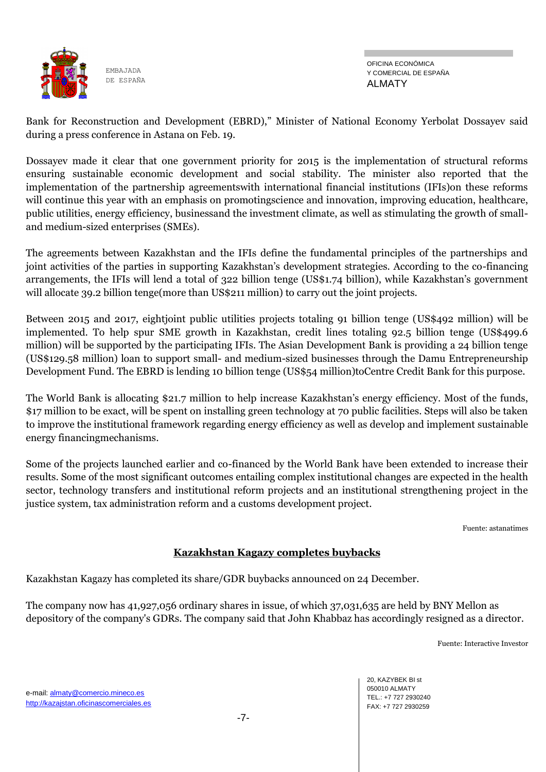Bank for Reconstruction and Development (EBRD)," Minister of National Economy Yerbolat Dossayev said during a press conference in Astana on Feb. 19.

Dossayev made it clear that one government priority for 2015 is the implementation of structural reforms ensuring sustainable economic development and social stability. The minister also reported that the implementation of the partnership agreementswith international financial institutions (IFIs)on these reforms will continue this year with an emphasis on promotingscience and innovation, improving education, healthcare, public utilities, energy efficiency, businessand the investment climate, as well as stimulating the growth of small- and medium-sized enterprises (SMEs).

The agreements between Kazakhstan and the IFIs define the fundamental principles of the partnerships and joint activities of the parties in supporting Kazakhstan's development strategies. According to the co-financing arrangements, the IFIs will lend a total of 322 billion tenge (US$1.74 billion), while Kazakhstan's government will allocate 39.2 billion tenge(more than US$211 million) to carry out the joint projects.

Between 2015 and 2017, eightjoint public utilities projects totaling 91 billion tenge (US$492 million) will be implemented. To help spur SME growth in Kazakhstan, credit lines totaling 92.5 billion tenge (US$499.6 million) will be supported by the participating IFIs. The Asian Development Bank is providing a 24 billion tenge (US$129.58 million) loan to support small- and medium-sized businesses through the Damu Entrepreneurship Development Fund. The EBRD is lending 10 billion tenge (US$54 million)toCentre Credit Bank for this purpose.

The World Bank is allocating $21.7 million to help increase Kazakhstan's energy efficiency. Most of the funds, $17 million to be exact, will be spent on installing green technology at 70 public facilities. Steps will also be taken to improve the institutional framework regarding energy efficiency as well as develop and implement sustainable energy financingmechanisms.

Some of the projects launched earlier and co-financed by the World Bank have been extended to increase their results. Some of the most significant outcomes entailing complex institutional changes are expected in the health sector, technology transfers and institutional reform projects and an institutional strengthening project in the justice system, tax administration reform and a customs development project.

Fuente: astanatimes

## Kazakhstan Kagazy completes buybacks

Kazakhstan Kagazy has completed its share/GDR buybacks announced on 24 December.

The company now has 41,927,056 ordinary shares in issue, of which 37,031,635 are held by BNY Mellon as depository of the company's GDRs. The company said that John Khabbaz has accordingly resigned as a director.

Fuente: Interactive Investor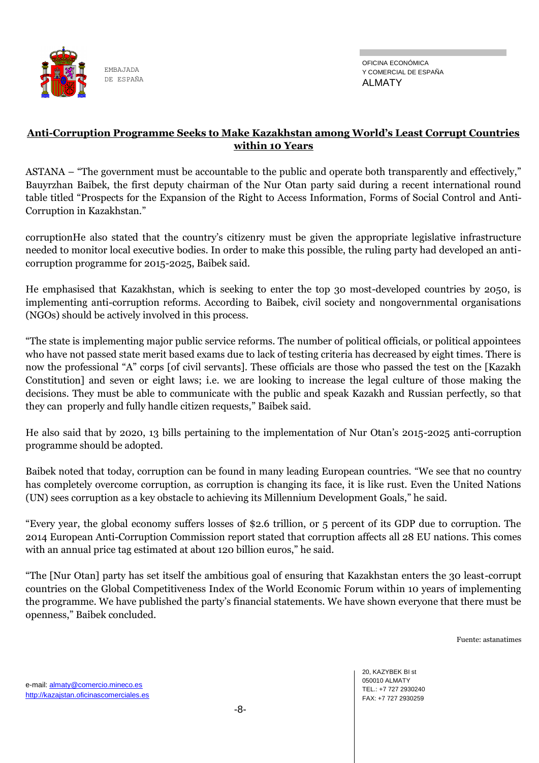**Anti-Corruption Programme Seeks to Make Kazakhstan among World's Least Corrupt Countries within 10 Years**

ASTANA – "The government must be accountable to the public and operate both transparently and effectively," Bauyrzhan Baibek, the first deputy chairman of the Nur Otan party said during a recent international round table titled "Prospects for the Expansion of the Right to Access Information, Forms of Social Control and Anti-Corruption in Kazakhstan."

corruptionHe also stated that the country's citizenry must be given the appropriate legislative infrastructure needed to monitor local executive bodies. In order to make this possible, the ruling party had developed an anti-corruption programme for 2015-2025, Baibek said.

He emphasised that Kazakhstan, which is seeking to enter the top 30 most-developed countries by 2050, is implementing anti-corruption reforms. According to Baibek, civil society and nongovernmental organisations (NGOs) should be actively involved in this process.

"The state is implementing major public service reforms. The number of political officials, or political appointees who have not passed state merit based exams due to lack of testing criteria has decreased by eight times. There is now the professional "A" corps [of civil servants]. These officials are those who passed the test on the [Kazakh Constitution] and seven or eight laws; i.e. we are looking to increase the legal culture of those making the decisions. They must be able to communicate with the public and speak Kazakh and Russian perfectly, so that they can properly and fully handle citizen requests," Baibek said.

He also said that by 2020, 13 bills pertaining to the implementation of Nur Otan's 2015-2025 anti-corruption programme should be adopted.

Baibek noted that today, corruption can be found in many leading European countries. "We see that no country has completely overcome corruption, as corruption is changing its face, it is like rust. Even the United Nations (UN) sees corruption as a key obstacle to achieving its Millennium Development Goals," he said.

"Every year, the global economy suffers losses of $2.6 trillion, or 5 percent of its GDP due to corruption. The 2014 European Anti-Corruption Commission report stated that corruption affects all 28 EU nations. This comes with an annual price tag estimated at about 120 billion euros," he said.

"The [Nur Otan] party has set itself the ambitious goal of ensuring that Kazakhstan enters the 30 least-corrupt countries on the Global Competitiveness Index of the World Economic Forum within 10 years of implementing the programme. We have published the party's financial statements. We have shown everyone that there must be openness," Baibek concluded.

Fuente: astanatimes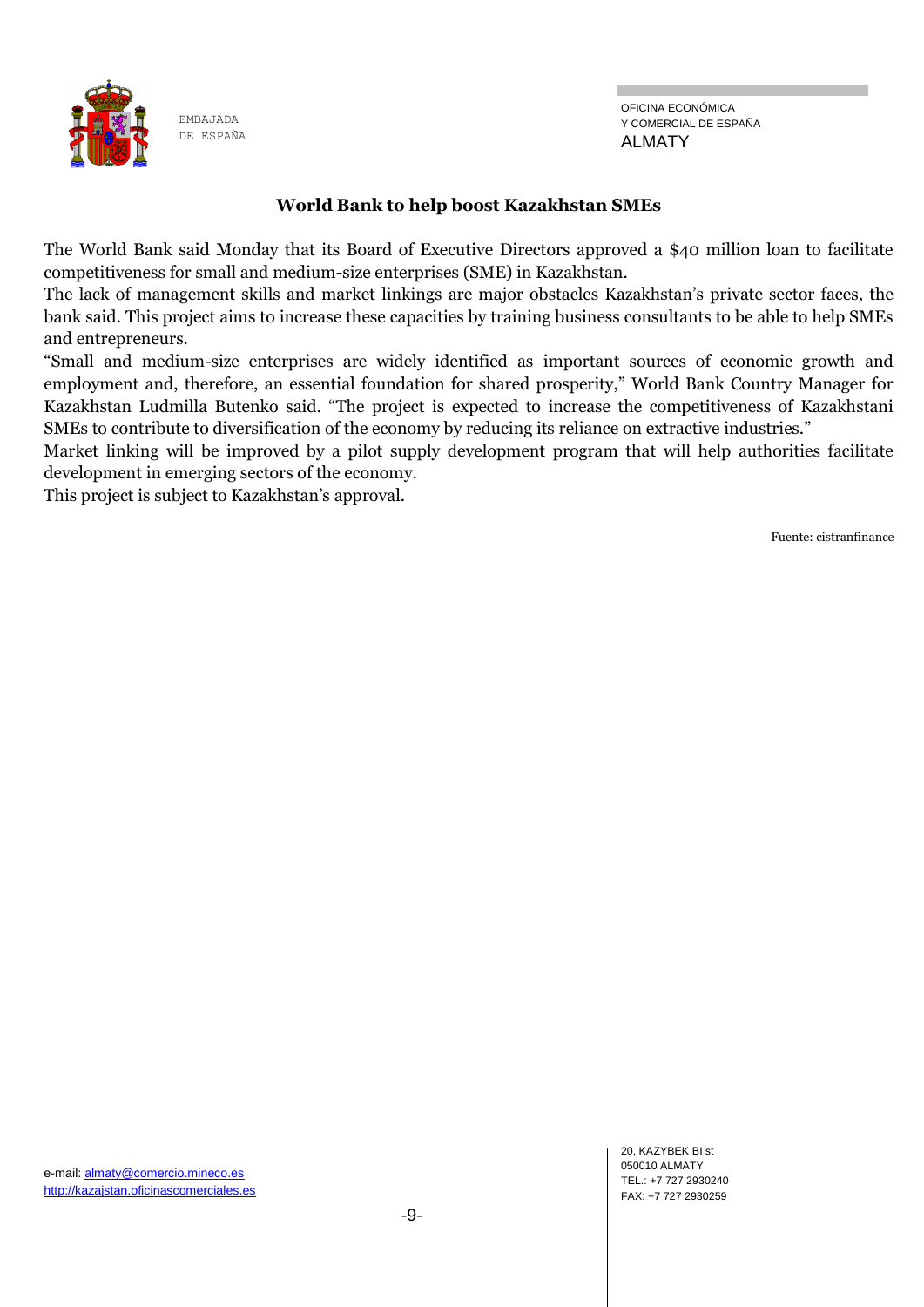## World Bank to help boost Kazakhstan SMEs

The World Bank said Monday that its Board of Executive Directors approved a $40 million loan to facilitate competitiveness for small and medium-size enterprises (SME) in Kazakhstan.

The lack of management skills and market linkings are major obstacles Kazakhstan's private sector faces, the bank said. This project aims to increase these capacities by training business consultants to be able to help SMEs and entrepreneurs.

"Small and medium-size enterprises are widely identified as important sources of economic growth and employment and, therefore, an essential foundation for shared prosperity," World Bank Country Manager for Kazakhstan Ludmilla Butenko said. "The project is expected to increase the competitiveness of Kazakhstani SMEs to contribute to diversification of the economy by reducing its reliance on extractive industries."

Market linking will be improved by a pilot supply development program that will help authorities facilitate development in emerging sectors of the economy.

This project is subject to Kazakhstan's approval.

Fuente: cistranfinance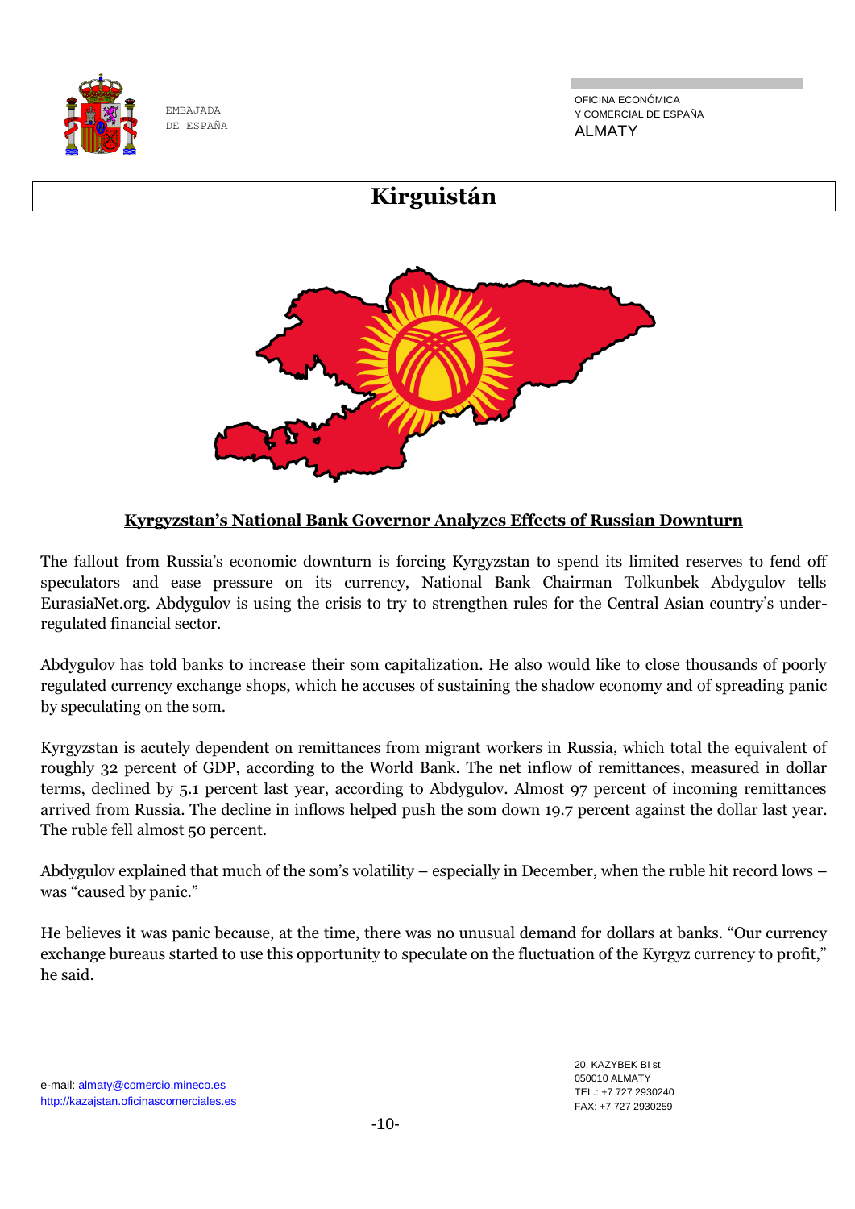# Kirguistán

**Kyrgyzstan's National Bank Governor Analyzes Effects of Russian Downturn**

The fallout from Russia's economic downturn is forcing Kyrgyzstan to spend its limited reserves to fend off speculators and ease pressure on its currency, National Bank Chairman Tolkunbek Abdygulov tells EurasiaNet.org. Abdygulov is using the crisis to try to strengthen rules for the Central Asian country's under-regulated financial sector.

Abdygulov has told banks to increase their som capitalization. He also would like to close thousands of poorly regulated currency exchange shops, which he accuses of sustaining the shadow economy and of spreading panic by speculating on the som.

Kyrgyzstan is acutely dependent on remittances from migrant workers in Russia, which total the equivalent of roughly 32 percent of GDP, according to the World Bank. The net inflow of remittances, measured in dollar terms, declined by 5.1 percent last year, according to Abdygulov. Almost 97 percent of incoming remittances arrived from Russia. The decline in inflows helped push the som down 19.7 percent against the dollar last year. The ruble fell almost 50 percent.

Abdygulov explained that much of the som's volatility – especially in December, when the ruble hit record lows – was "caused by panic."

He believes it was panic because, at the time, there was no unusual demand for dollars at banks. "Our currency exchange bureaus started to use this opportunity to speculate on the fluctuation of the Kyrgyz currency to profit," he said.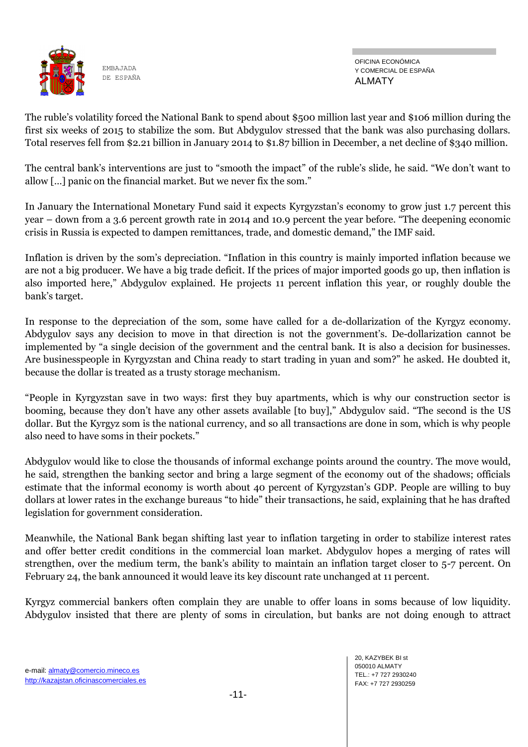The ruble's volatility forced the National Bank to spend about $500 million last year and $106 million during the first six weeks of 2015 to stabilize the som. But Abdygulov stressed that the bank was also purchasing dollars. Total reserves fell from $2.21 billion in January 2014 to $1.87 billion in December, a net decline of $340 million.

The central bank's interventions are just to "smooth the impact" of the ruble's slide, he said. "We don't want to allow [...] panic on the financial market. But we never fix the som."

In January the International Monetary Fund said it expects Kyrgyzstan's economy to grow just 1.7 percent this year – down from a 3.6 percent growth rate in 2014 and 10.9 percent the year before. "The deepening economic crisis in Russia is expected to dampen remittances, trade, and domestic demand," the IMF said.

Inflation is driven by the som's depreciation. "Inflation in this country is mainly imported inflation because we are not a big producer. We have a big trade deficit. If the prices of major imported goods go up, then inflation is also imported here," Abdygulov explained. He projects 11 percent inflation this year, or roughly double the bank's target.

In response to the depreciation of the som, some have called for a de-dollarization of the Kyrgyz economy. Abdygulov says any decision to move in that direction is not the government's. De-dollarization cannot be implemented by "a single decision of the government and the central bank. It is also a decision for businesses. Are businesspeople in Kyrgyzstan and China ready to start trading in yuan and som?" he asked. He doubted it, because the dollar is treated as a trusty storage mechanism.

"People in Kyrgyzstan save in two ways: first they buy apartments, which is why our construction sector is booming, because they don't have any other assets available [to buy]," Abdygulov said. "The second is the US dollar. But the Kyrgyz som is the national currency, and so all transactions are done in som, which is why people also need to have soms in their pockets."

Abdygulov would like to close the thousands of informal exchange points around the country. The move would, he said, strengthen the banking sector and bring a large segment of the economy out of the shadows; officials estimate that the informal economy is worth about 40 percent of Kyrgyzstan's GDP. People are willing to buy dollars at lower rates in the exchange bureaus "to hide" their transactions, he said, explaining that he has drafted legislation for government consideration.

Meanwhile, the National Bank began shifting last year to inflation targeting in order to stabilize interest rates and offer better credit conditions in the commercial loan market. Abdygulov hopes a merging of rates will strengthen, over the medium term, the bank's ability to maintain an inflation target closer to 5-7 percent. On February 24, the bank announced it would leave its key discount rate unchanged at 11 percent.

Kyrgyz commercial bankers often complain they are unable to offer loans in soms because of low liquidity. Abdygulov insisted that there are plenty of soms in circulation, but banks are not doing enough to attract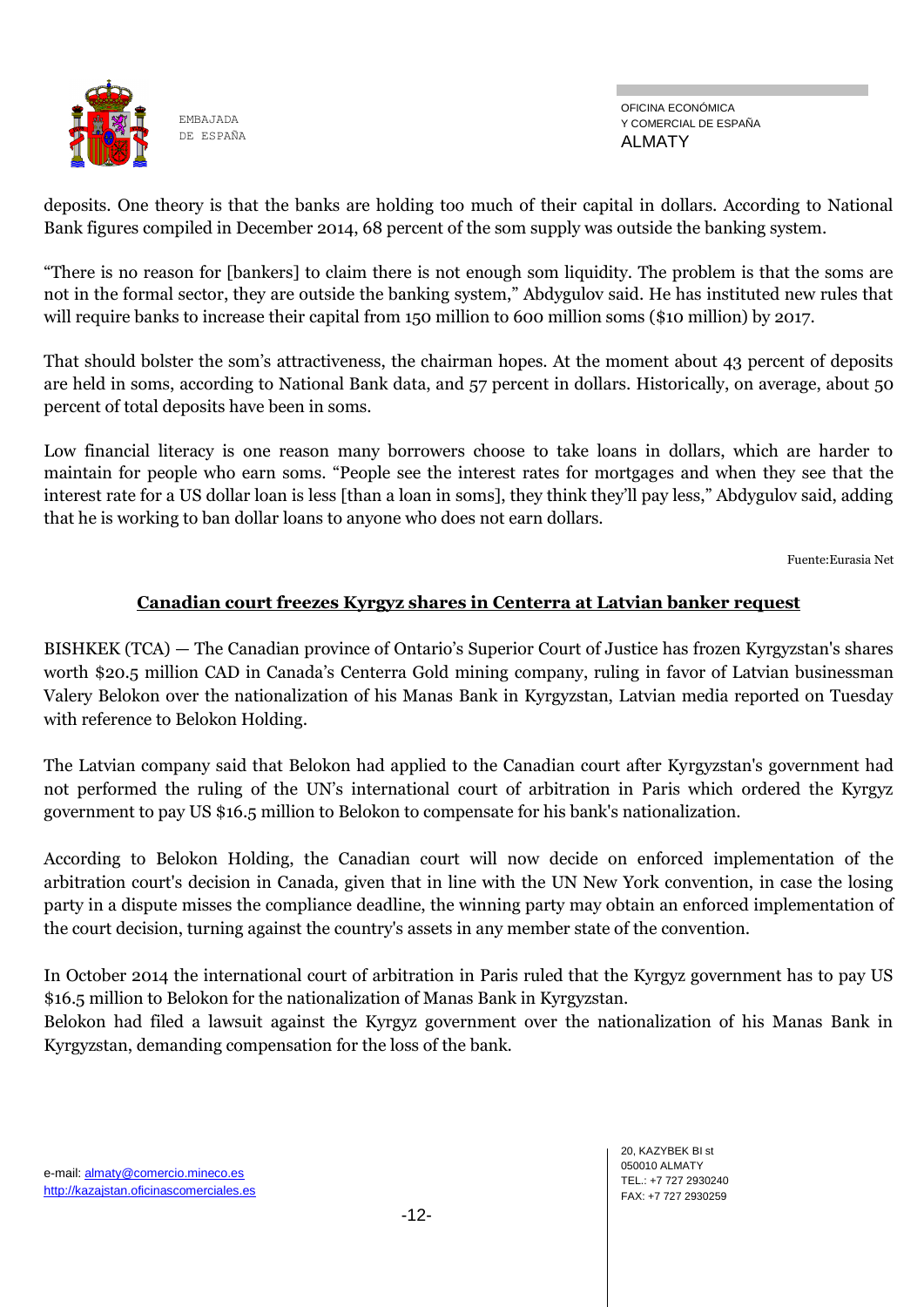deposits. One theory is that the banks are holding too much of their capital in dollars. According to National Bank figures compiled in December 2014, 68 percent of the som supply was outside the banking system.

"There is no reason for [bankers] to claim there is not enough som liquidity. The problem is that the soms are not in the formal sector, they are outside the banking system," Abdygulov said. He has instituted new rules that will require banks to increase their capital from 150 million to 600 million soms ($10 million) by 2017.

That should bolster the som's attractiveness, the chairman hopes. At the moment about 43 percent of deposits are held in soms, according to National Bank data, and 57 percent in dollars. Historically, on average, about 50 percent of total deposits have been in soms.

Low financial literacy is one reason many borrowers choose to take loans in dollars, which are harder to maintain for people who earn soms. "People see the interest rates for mortgages and when they see that the interest rate for a US dollar loan is less [than a loan in soms], they think they'll pay less," Abdygulov said, adding that he is working to ban dollar loans to anyone who does not earn dollars.

Fuente:Eurasia Net

## Canadian court freezes Kyrgyz shares in Centerra at Latvian banker request

BISHKEK (TCA) — The Canadian province of Ontario's Superior Court of Justice has frozen Kyrgyzstan's shares worth $20.5 million CAD in Canada's Centerra Gold mining company, ruling in favor of Latvian businessman Valery Belokon over the nationalization of his Manas Bank in Kyrgyzstan, Latvian media reported on Tuesday with reference to Belokon Holding.

The Latvian company said that Belokon had applied to the Canadian court after Kyrgyzstan's government had not performed the ruling of the UN's international court of arbitration in Paris which ordered the Kyrgyz government to pay US $16.5 million to Belokon to compensate for his bank's nationalization.

According to Belokon Holding, the Canadian court will now decide on enforced implementation of the arbitration court's decision in Canada, given that in line with the UN New York convention, in case the losing party in a dispute misses the compliance deadline, the winning party may obtain an enforced implementation of the court decision, turning against the country's assets in any member state of the convention.

In October 2014 the international court of arbitration in Paris ruled that the Kyrgyz government has to pay US $16.5 million to Belokon for the nationalization of Manas Bank in Kyrgyzstan.
Belokon had filed a lawsuit against the Kyrgyz government over the nationalization of his Manas Bank in Kyrgyzstan, demanding compensation for the loss of the bank.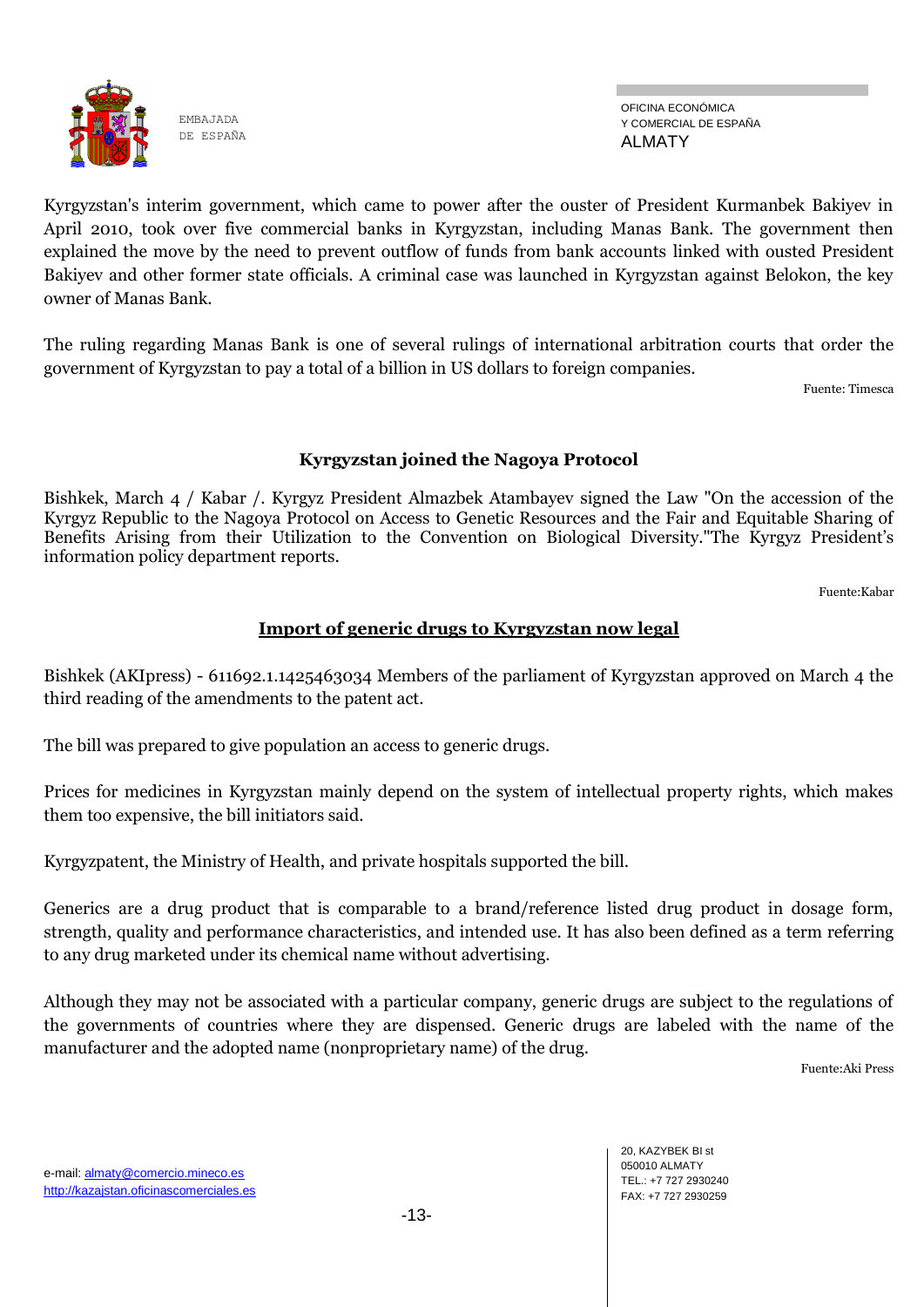Kyrgyzstan's interim government, which came to power after the ouster of President Kurmanbek Bakiyev in April 2010, took over five commercial banks in Kyrgyzstan, including Manas Bank. The government then explained the move by the need to prevent outflow of funds from bank accounts linked with ousted President Bakiyev and other former state officials. A criminal case was launched in Kyrgyzstan against Belokon, the key owner of Manas Bank.

The ruling regarding Manas Bank is one of several rulings of international arbitration courts that order the government of Kyrgyzstan to pay a total of a billion in US dollars to foreign companies.

Fuente: Timesca

### Kyrgyzstan joined the Nagoya Protocol

Bishkek, March 4 / Kabar /. Kyrgyz President Almazbek Atambayev signed the Law "On the accession of the Kyrgyz Republic to the Nagoya Protocol on Access to Genetic Resources and the Fair and Equitable Sharing of Benefits Arising from their Utilization to the Convention on Biological Diversity."The Kyrgyz President's information policy department reports.

Fuente:Kabar

### Import of generic drugs to Kyrgyzstan now legal

Bishkek (AKIpress) - 611692.1.1425463034 Members of the parliament of Kyrgyzstan approved on March 4 the third reading of the amendments to the patent act.

The bill was prepared to give population an access to generic drugs.

Prices for medicines in Kyrgyzstan mainly depend on the system of intellectual property rights, which makes them too expensive, the bill initiators said.

Kyrgyzpatent, the Ministry of Health, and private hospitals supported the bill.

Generics are a drug product that is comparable to a brand/reference listed drug product in dosage form, strength, quality and performance characteristics, and intended use. It has also been defined as a term referring to any drug marketed under its chemical name without advertising.

Although they may not be associated with a particular company, generic drugs are subject to the regulations of the governments of countries where they are dispensed. Generic drugs are labeled with the name of the manufacturer and the adopted name (nonproprietary name) of the drug.

Fuente:Aki Press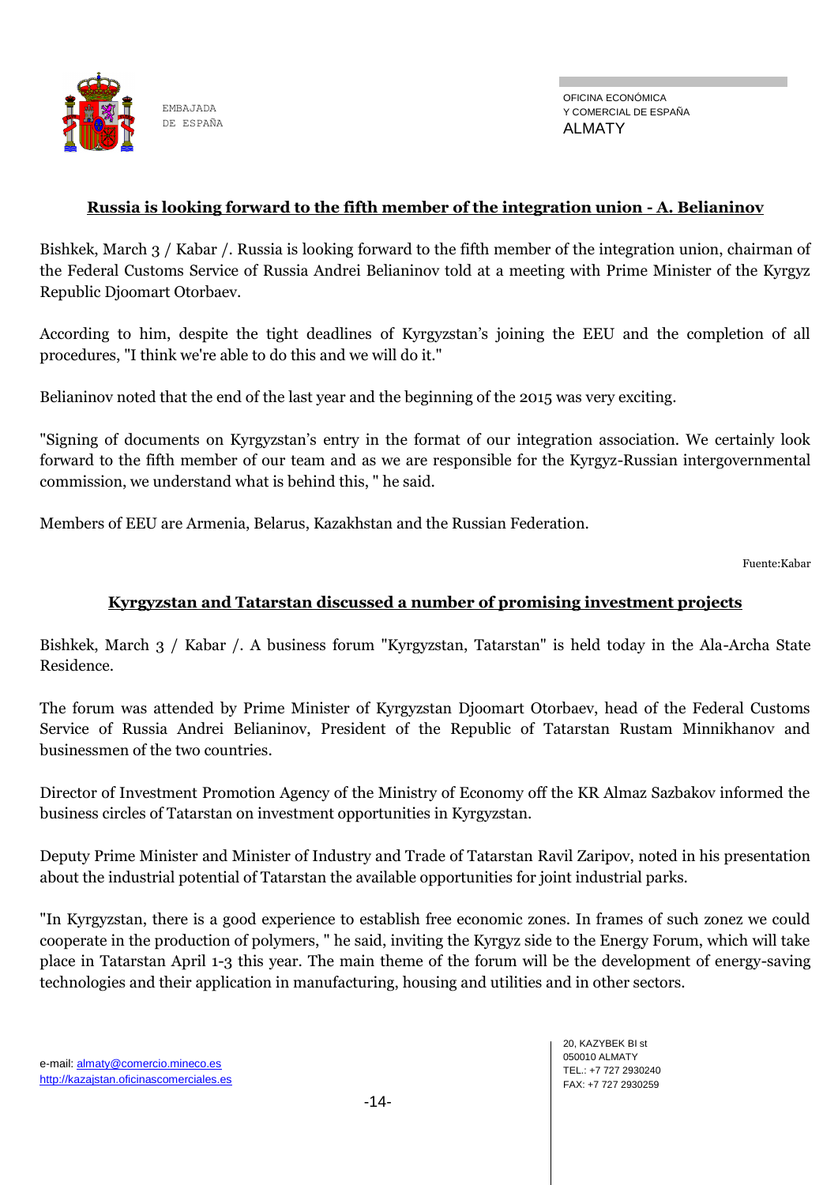## **Russia is looking forward to the fifth member of the integration union - A. Belianinov**

Bishkek, March 3 / Kabar /. Russia is looking forward to the fifth member of the integration union, chairman of the Federal Customs Service of Russia Andrei Belianinov told at a meeting with Prime Minister of the Kyrgyz Republic Djoomart Otorbaev.

According to him, despite the tight deadlines of Kyrgyzstan's joining the EEU and the completion of all procedures, "I think we're able to do this and we will do it."

Belianinov noted that the end of the last year and the beginning of the 2015 was very exciting.

"Signing of documents on Kyrgyzstan's entry in the format of our integration association. We certainly look forward to the fifth member of our team and as we are responsible for the Kyrgyz-Russian intergovernmental commission, we understand what is behind this, " he said.

Members of EEU are Armenia, Belarus, Kazakhstan and the Russian Federation.

Fuente:Kabar

## **Kyrgyzstan and Tatarstan discussed a number of promising investment projects**

Bishkek, March 3 / Kabar /. A business forum "Kyrgyzstan, Tatarstan" is held today in the Ala-Archa State Residence.

The forum was attended by Prime Minister of Kyrgyzstan Djoomart Otorbaev, head of the Federal Customs Service of Russia Andrei Belianinov, President of the Republic of Tatarstan Rustam Minnikhanov and businessmen of the two countries.

Director of Investment Promotion Agency of the Ministry of Economy off the KR Almaz Sazbakov informed the business circles of Tatarstan on investment opportunities in Kyrgyzstan.

Deputy Prime Minister and Minister of Industry and Trade of Tatarstan Ravil Zaripov, noted in his presentation about the industrial potential of Tatarstan the available opportunities for joint industrial parks.

"In Kyrgyzstan, there is a good experience to establish free economic zones. In frames of such zonez we could cooperate in the production of polymers, " he said, inviting the Kyrgyz side to the Energy Forum, which will take place in Tatarstan April 1-3 this year. The main theme of the forum will be the development of energy-saving technologies and their application in manufacturing, housing and utilities and in other sectors.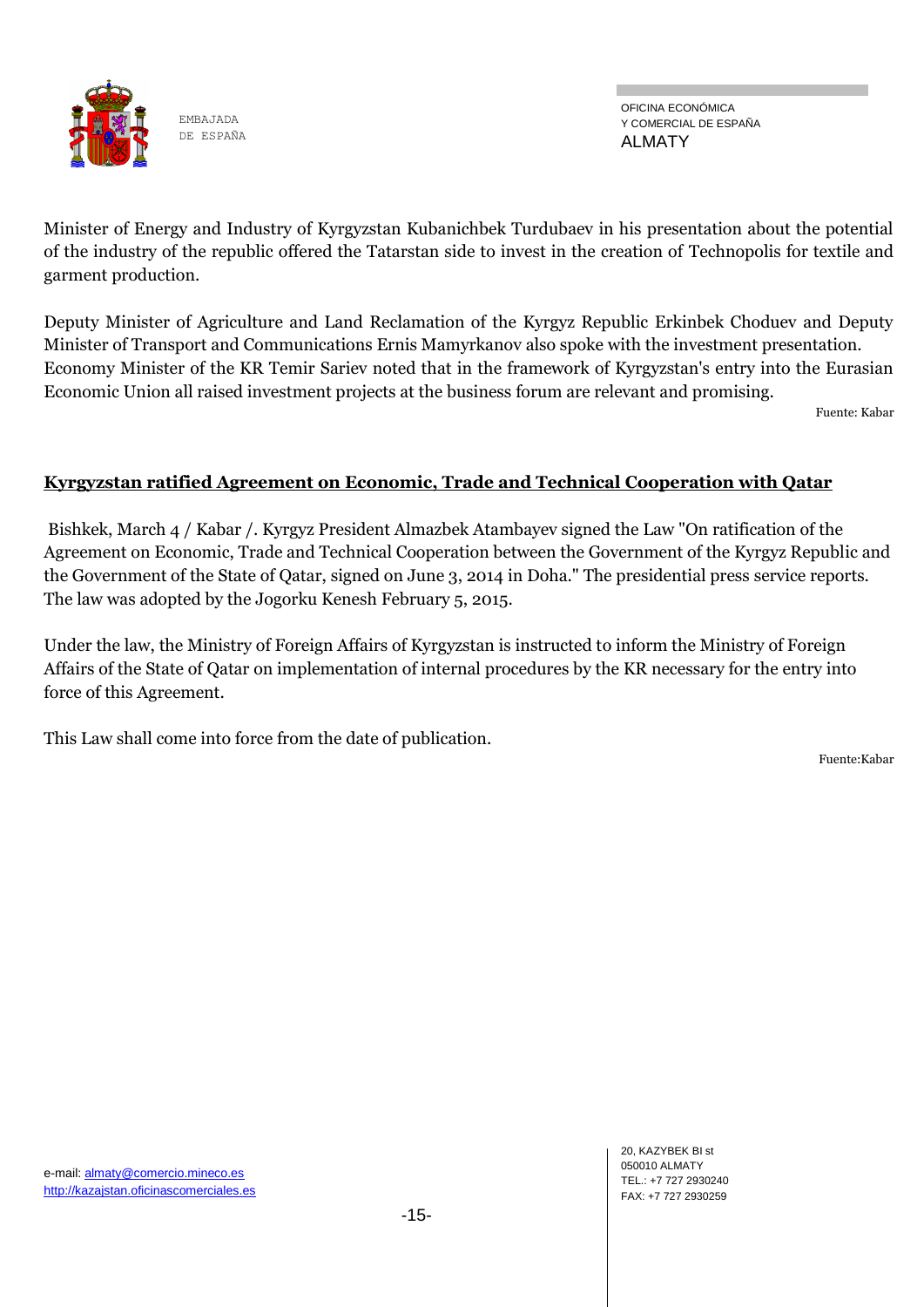Minister of Energy and Industry of Kyrgyzstan Kubanichbek Turdubaev in his presentation about the potential of the industry of the republic offered the Tatarstan side to invest in the creation of Technopolis for textile and garment production.

Deputy Minister of Agriculture and Land Reclamation of the Kyrgyz Republic Erkinbek Choduev and Deputy Minister of Transport and Communications Ernis Mamyrkanov also spoke with the investment presentation. Economy Minister of the KR Temir Sariev noted that in the framework of Kyrgyzstan's entry into the Eurasian Economic Union all raised investment projects at the business forum are relevant and promising.

Fuente: Kabar

## Kyrgyzstan ratified Agreement on Economic, Trade and Technical Cooperation with Qatar

Bishkek, March 4 / Kabar /. Kyrgyz President Almazbek Atambayev signed the Law "On ratification of the Agreement on Economic, Trade and Technical Cooperation between the Government of the Kyrgyz Republic and the Government of the State of Qatar, signed on June 3, 2014 in Doha." The presidential press service reports. The law was adopted by the Jogorku Kenesh February 5, 2015.

Under the law, the Ministry of Foreign Affairs of Kyrgyzstan is instructed to inform the Ministry of Foreign Affairs of the State of Qatar on implementation of internal procedures by the KR necessary for the entry into force of this Agreement.

This Law shall come into force from the date of publication.

Fuente:Kabar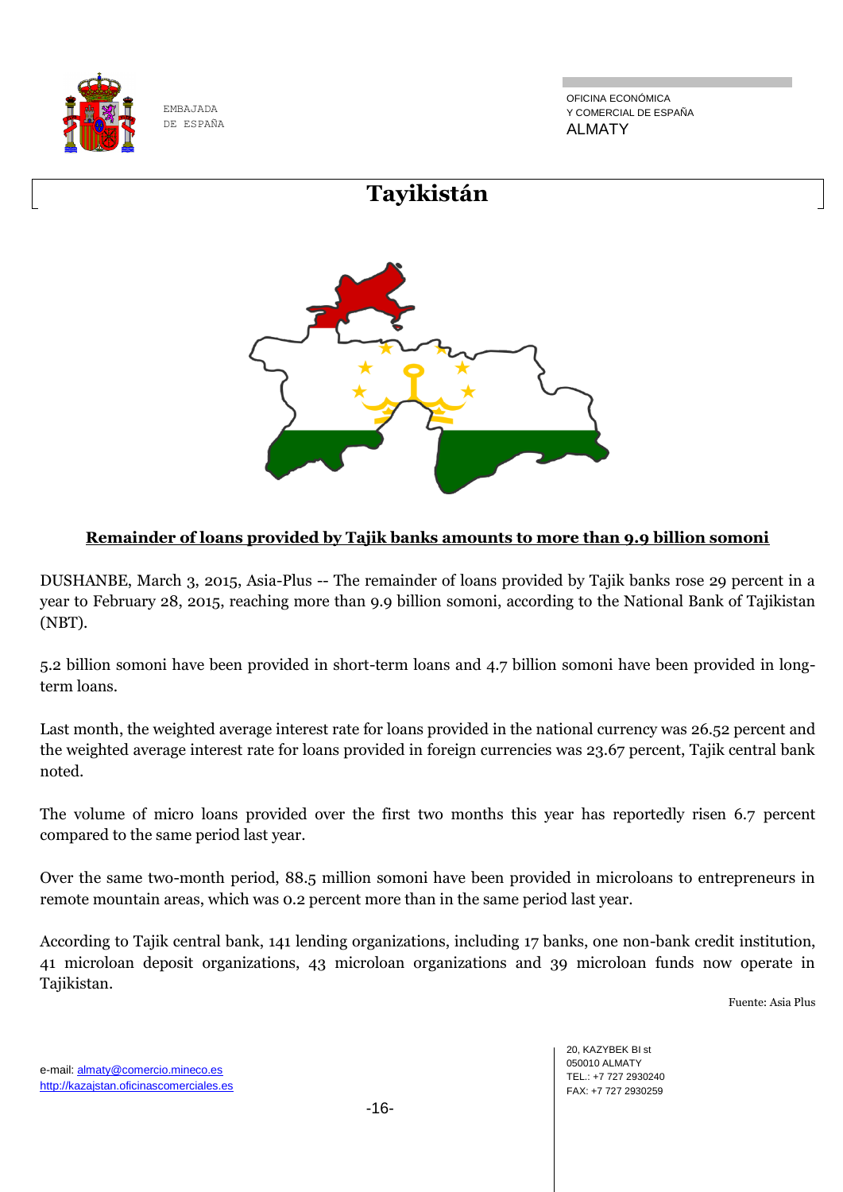# Tayikistán

## Remainder of loans provided by Tajik banks amounts to more than 9.9 billion somoni

DUSHANBE, March 3, 2015, Asia-Plus -- The remainder of loans provided by Tajik banks rose 29 percent in a year to February 28, 2015, reaching more than 9.9 billion somoni, according to the National Bank of Tajikistan (NBT).

5.2 billion somoni have been provided in short-term loans and 4.7 billion somoni have been provided in long-term loans.

Last month, the weighted average interest rate for loans provided in the national currency was 26.52 percent and the weighted average interest rate for loans provided in foreign currencies was 23.67 percent, Tajik central bank noted.

The volume of micro loans provided over the first two months this year has reportedly risen 6.7 percent compared to the same period last year.

Over the same two-month period, 88.5 million somoni have been provided in microloans to entrepreneurs in remote mountain areas, which was 0.2 percent more than in the same period last year.

According to Tajik central bank, 141 lending organizations, including 17 banks, one non-bank credit institution, 41 microloan deposit organizations, 43 microloan organizations and 39 microloan funds now operate in Tajikistan.

Fuente: Asia Plus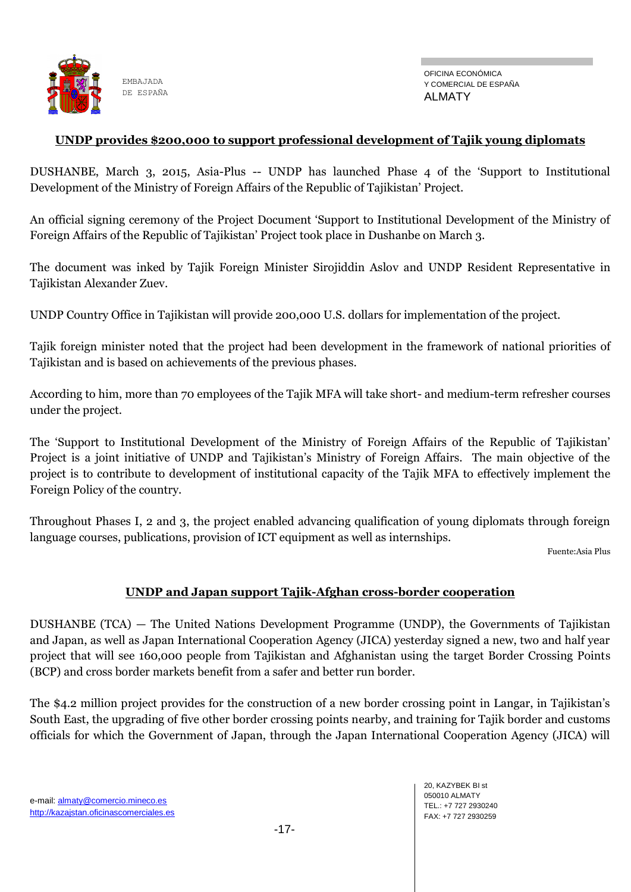## UNDP provides $200,000 to support professional development of Tajik young diplomats

DUSHANBE, March 3, 2015, Asia-Plus -- UNDP has launched Phase 4 of the 'Support to Institutional Development of the Ministry of Foreign Affairs of the Republic of Tajikistan' Project.

An official signing ceremony of the Project Document 'Support to Institutional Development of the Ministry of Foreign Affairs of the Republic of Tajikistan' Project took place in Dushanbe on March 3.

The document was inked by Tajik Foreign Minister Sirojiddin Aslov and UNDP Resident Representative in Tajikistan Alexander Zuev.

UNDP Country Office in Tajikistan will provide 200,000 U.S. dollars for implementation of the project.

Tajik foreign minister noted that the project had been development in the framework of national priorities of Tajikistan and is based on achievements of the previous phases.

According to him, more than 70 employees of the Tajik MFA will take short- and medium-term refresher courses under the project.

The 'Support to Institutional Development of the Ministry of Foreign Affairs of the Republic of Tajikistan' Project is a joint initiative of UNDP and Tajikistan's Ministry of Foreign Affairs. The main objective of the project is to contribute to development of institutional capacity of the Tajik MFA to effectively implement the Foreign Policy of the country.

Throughout Phases I, 2 and 3, the project enabled advancing qualification of young diplomats through foreign language courses, publications, provision of ICT equipment as well as internships.

Fuente:Asia Plus

## UNDP and Japan support Tajik-Afghan cross-border cooperation

DUSHANBE (TCA) — The United Nations Development Programme (UNDP), the Governments of Tajikistan and Japan, as well as Japan International Cooperation Agency (JICA) yesterday signed a new, two and half year project that will see 160,000 people from Tajikistan and Afghanistan using the target Border Crossing Points (BCP) and cross border markets benefit from a safer and better run border.

The $4.2 million project provides for the construction of a new border crossing point in Langar, in Tajikistan's South East, the upgrading of five other border crossing points nearby, and training for Tajik border and customs officials for which the Government of Japan, through the Japan International Cooperation Agency (JICA) will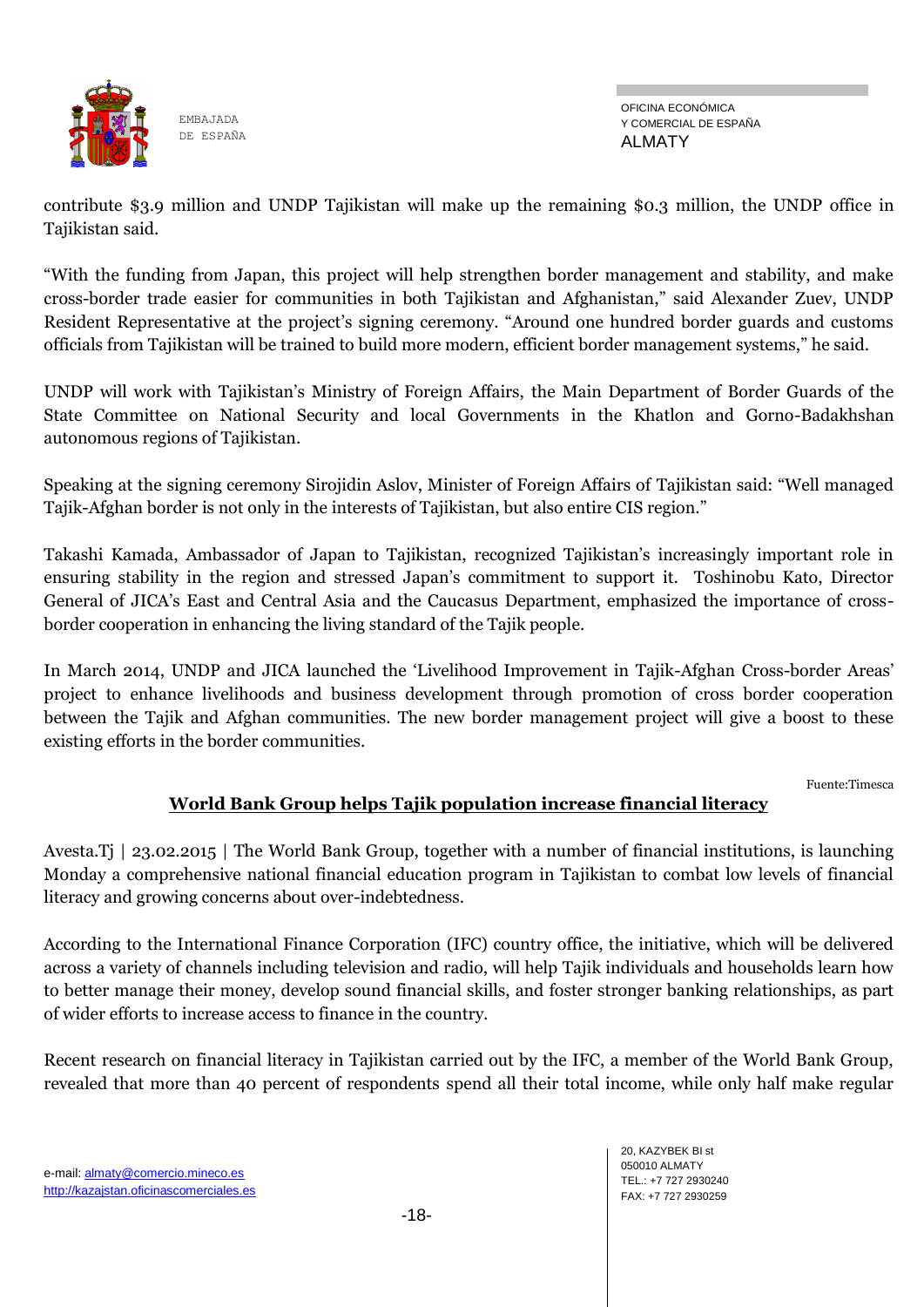contribute $3.9 million and UNDP Tajikistan will make up the remaining $0.3 million, the UNDP office in Tajikistan said.

"With the funding from Japan, this project will help strengthen border management and stability, and make cross-border trade easier for communities in both Tajikistan and Afghanistan," said Alexander Zuev, UNDP Resident Representative at the project's signing ceremony. "Around one hundred border guards and customs officials from Tajikistan will be trained to build more modern, efficient border management systems," he said.

UNDP will work with Tajikistan's Ministry of Foreign Affairs, the Main Department of Border Guards of the State Committee on National Security and local Governments in the Khatlon and Gorno-Badakhshan autonomous regions of Tajikistan.

Speaking at the signing ceremony Sirojidin Aslov, Minister of Foreign Affairs of Tajikistan said: "Well managed Tajik-Afghan border is not only in the interests of Tajikistan, but also entire CIS region."

Takashi Kamada, Ambassador of Japan to Tajikistan, recognized Tajikistan's increasingly important role in ensuring stability in the region and stressed Japan's commitment to support it. Toshinobu Kato, Director General of JICA's East and Central Asia and the Caucasus Department, emphasized the importance of cross-border cooperation in enhancing the living standard of the Tajik people.

In March 2014, UNDP and JICA launched the 'Livelihood Improvement in Tajik-Afghan Cross-border Areas' project to enhance livelihoods and business development through promotion of cross border cooperation between the Tajik and Afghan communities. The new border management project will give a boost to these existing efforts in the border communities.

Fuente:Timesca

## World Bank Group helps Tajik population increase financial literacy

Avesta.Tj | 23.02.2015 | The World Bank Group, together with a number of financial institutions, is launching Monday a comprehensive national financial education program in Tajikistan to combat low levels of financial literacy and growing concerns about over-indebtedness.

According to the International Finance Corporation (IFC) country office, the initiative, which will be delivered across a variety of channels including television and radio, will help Tajik individuals and households learn how to better manage their money, develop sound financial skills, and foster stronger banking relationships, as part of wider efforts to increase access to finance in the country.

Recent research on financial literacy in Tajikistan carried out by the IFC, a member of the World Bank Group, revealed that more than 40 percent of respondents spend all their total income, while only half make regular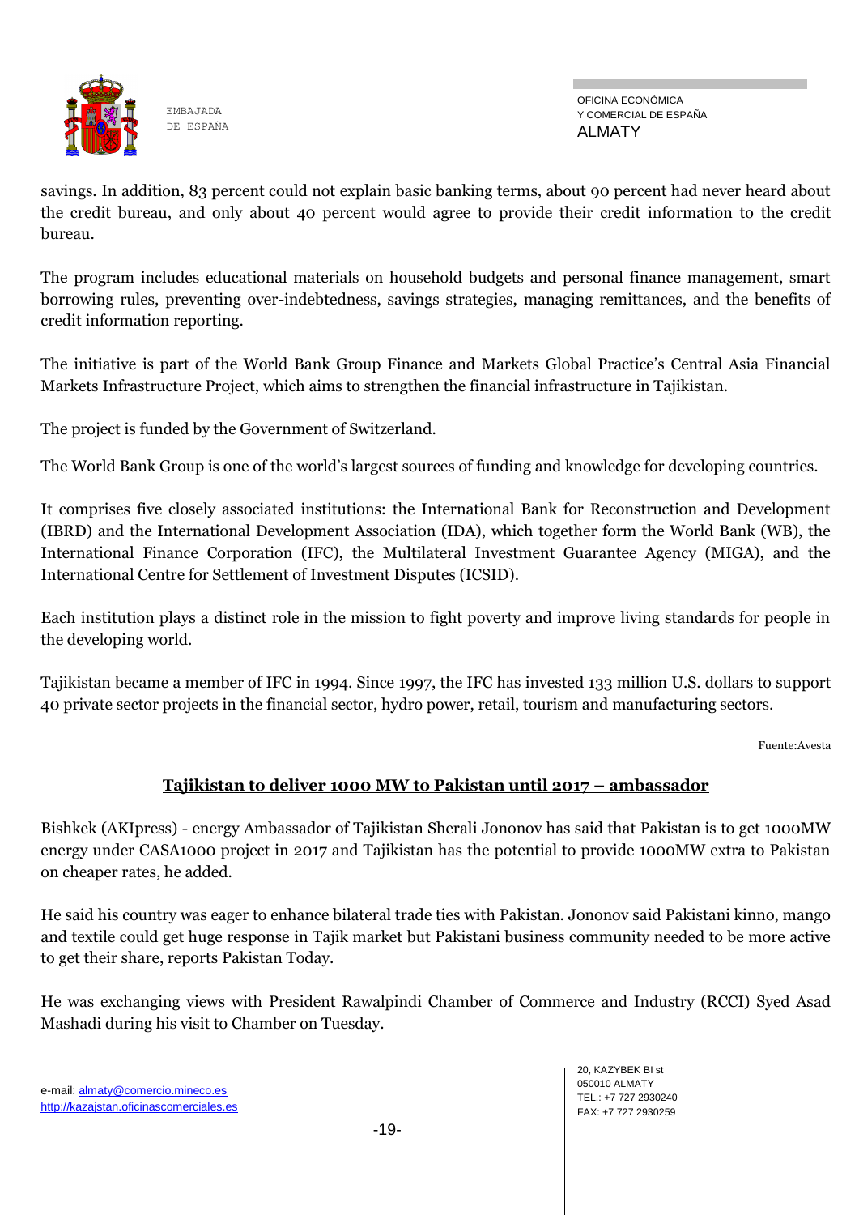savings. In addition, 83 percent could not explain basic banking terms, about 90 percent had never heard about the credit bureau, and only about 40 percent would agree to provide their credit information to the credit bureau.

The program includes educational materials on household budgets and personal finance management, smart borrowing rules, preventing over-indebtedness, savings strategies, managing remittances, and the benefits of credit information reporting.

The initiative is part of the World Bank Group Finance and Markets Global Practice's Central Asia Financial Markets Infrastructure Project, which aims to strengthen the financial infrastructure in Tajikistan.

The project is funded by the Government of Switzerland.

The World Bank Group is one of the world's largest sources of funding and knowledge for developing countries.

It comprises five closely associated institutions: the International Bank for Reconstruction and Development (IBRD) and the International Development Association (IDA), which together form the World Bank (WB), the International Finance Corporation (IFC), the Multilateral Investment Guarantee Agency (MIGA), and the International Centre for Settlement of Investment Disputes (ICSID).

Each institution plays a distinct role in the mission to fight poverty and improve living standards for people in the developing world.

Tajikistan became a member of IFC in 1994. Since 1997, the IFC has invested 133 million U.S. dollars to support 40 private sector projects in the financial sector, hydro power, retail, tourism and manufacturing sectors.

Fuente:Avesta

## Tajikistan to deliver 1000 MW to Pakistan until 2017 – ambassador

Bishkek (AKIpress) - energy Ambassador of Tajikistan Sherali Jononov has said that Pakistan is to get 1000MW energy under CASA1000 project in 2017 and Tajikistan has the potential to provide 1000MW extra to Pakistan on cheaper rates, he added.

He said his country was eager to enhance bilateral trade ties with Pakistan. Jononov said Pakistani kinno, mango and textile could get huge response in Tajik market but Pakistani business community needed to be more active to get their share, reports Pakistan Today.

He was exchanging views with President Rawalpindi Chamber of Commerce and Industry (RCCI) Syed Asad Mashadi during his visit to Chamber on Tuesday.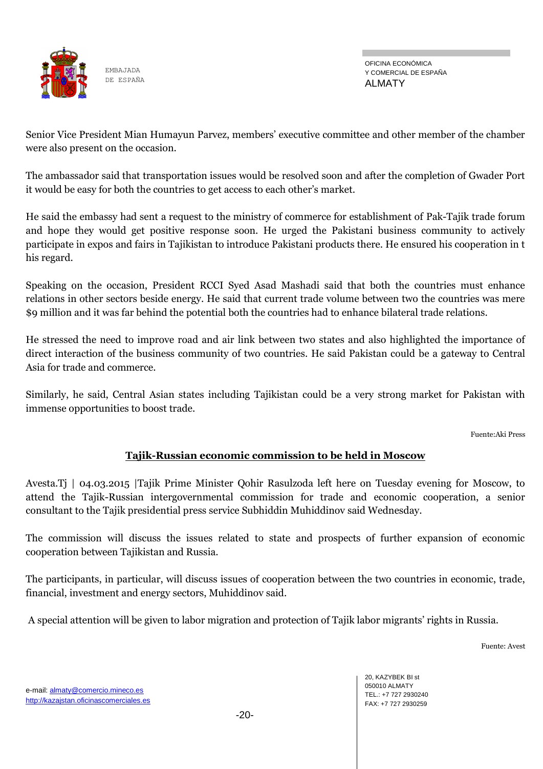Senior Vice President Mian Humayun Parvez, members' executive committee and other member of the chamber were also present on the occasion.

The ambassador said that transportation issues would be resolved soon and after the completion of Gwader Port it would be easy for both the countries to get access to each other's market.

He said the embassy had sent a request to the ministry of commerce for establishment of Pak-Tajik trade forum and hope they would get positive response soon. He urged the Pakistani business community to actively participate in expos and fairs in Tajikistan to introduce Pakistani products there. He ensured his cooperation in t his regard.

Speaking on the occasion, President RCCI Syed Asad Mashadi said that both the countries must enhance relations in other sectors beside energy. He said that current trade volume between two the countries was mere $9 million and it was far behind the potential both the countries had to enhance bilateral trade relations.

He stressed the need to improve road and air link between two states and also highlighted the importance of direct interaction of the business community of two countries. He said Pakistan could be a gateway to Central Asia for trade and commerce.

Similarly, he said, Central Asian states including Tajikistan could be a very strong market for Pakistan with immense opportunities to boost trade.

Fuente:Aki Press

## Tajik-Russian economic commission to be held in Moscow

Avesta.Tj | 04.03.2015 |Tajik Prime Minister Qohir Rasulzoda left here on Tuesday evening for Moscow, to attend the Tajik-Russian intergovernmental commission for trade and economic cooperation, a senior consultant to the Tajik presidential press service Subhiddin Muhiddinov said Wednesday.

The commission will discuss the issues related to state and prospects of further expansion of economic cooperation between Tajikistan and Russia.

The participants, in particular, will discuss issues of cooperation between the two countries in economic, trade, financial, investment and energy sectors, Muhiddinov said.

A special attention will be given to labor migration and protection of Tajik labor migrants' rights in Russia.

Fuente: Avest